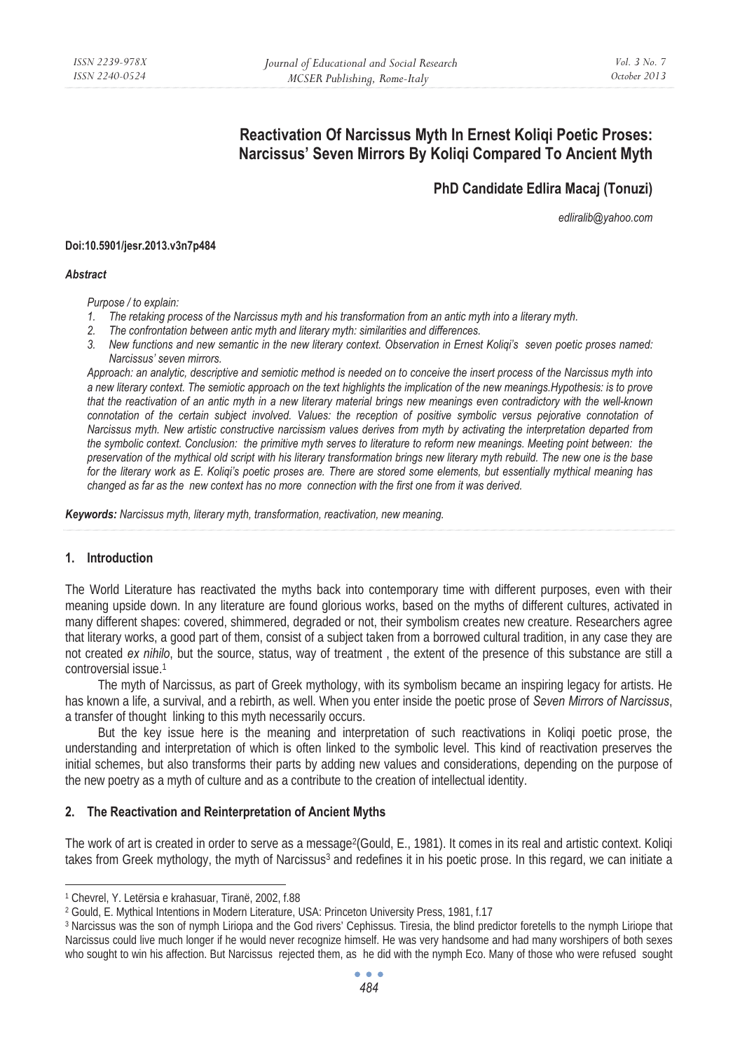# Reactivation Of Narcissus Myth In Ernest Koliqi Poetic Proses: Narcissus' Seven Mirrors By Koliqi Compared To Ancient Myth

**PhD Candidate Edlira Macaj (Tonuzi)**

*edliralib@yahoo.com*

**Doi:10.5901/jesr.2013.v3n7p484**

***Abstract***

*Purpose / to explain:*

1. *The retaking process of the Narcissus myth and his transformation from an antic myth into a literary myth.*
2. *The confrontation between antic myth and literary myth: similarities and differences.*
3. *New functions and new semantic in the new literary context. Observation in Ernest Koliqi's seven poetic proses named: Narcissus' seven mirrors.*

*Approach: an analytic, descriptive and semiotic method is needed on to conceive the insert process of the Narcissus myth into a new literary context. The semiotic approach on the text highlights the implication of the new meanings.Hypothesis: is to prove that the reactivation of an antic myth in a new literary material brings new meanings even contradictory with the well-known connotation of the certain subject involved. Values: the reception of positive symbolic versus pejorative connotation of Narcissus myth. New artistic constructive narcissism values derives from myth by activating the interpretation departed from the symbolic context. Conclusion: the primitive myth serves to literature to reform new meanings. Meeting point between: the preservation of the mythical old script with his literary transformation brings new literary myth rebuild. The new one is the base for the literary work as E. Koliqi's poetic proses are. There are stored some elements, but essentially mythical meaning has changed as far as the new context has no more connection with the first one from it was derived.*

***Keywords:*** *Narcissus myth, literary myth, transformation, reactivation, new meaning.*

## 1. Introduction

The World Literature has reactivated the myths back into contemporary time with different purposes, even with their meaning upside down. In any literature are found glorious works, based on the myths of different cultures, activated in many different shapes: covered, shimmered, degraded or not, their symbolism creates new creature. Researchers agree that literary works, a good part of them, consist of a subject taken from a borrowed cultural tradition, in any case they are not created *ex nihilo*, but the source, status, way of treatment , the extent of the presence of this substance are still a controversial issue.[1]

The myth of Narcissus, as part of Greek mythology, with its symbolism became an inspiring legacy for artists. He has known a life, a survival, and a rebirth, as well. When you enter inside the poetic prose of *Seven Mirrors of Narcissus*, a transfer of thought linking to this myth necessarily occurs.

But the key issue here is the meaning and interpretation of such reactivations in Koliqi poetic prose, the understanding and interpretation of which is often linked to the symbolic level. This kind of reactivation preserves the initial schemes, but also transforms their parts by adding new values and considerations, depending on the purpose of the new poetry as a myth of culture and as a contribute to the creation of intellectual identity.

## 2. The Reactivation and Reinterpretation of Ancient Myths

The work of art is created in order to serve as a message[2](Gould, E., 1981). It comes in its real and artistic context. Koliqi takes from Greek mythology, the myth of Narcissus[3] and redefines it in his poetic prose. In this regard, we can initiate a

---

[1] Chevrel, Y. Letërsia e krahasuar, Tiranë, 2002, f.88

[2] Gould, E. Mythical Intentions in Modern Literature, USA: Princeton University Press, 1981, f.17

[3] Narcissus was the son of nymph Liriopa and the God rivers' Cephissus. Tiresia, the blind predictor foretells to the nymph Liriope that Narcissus could live much longer if he would never recognize himself. He was very handsome and had many worshipers of both sexes who sought to win his affection. But Narcissus rejected them, as he did with the nymph Eco. Many of those who were refused sought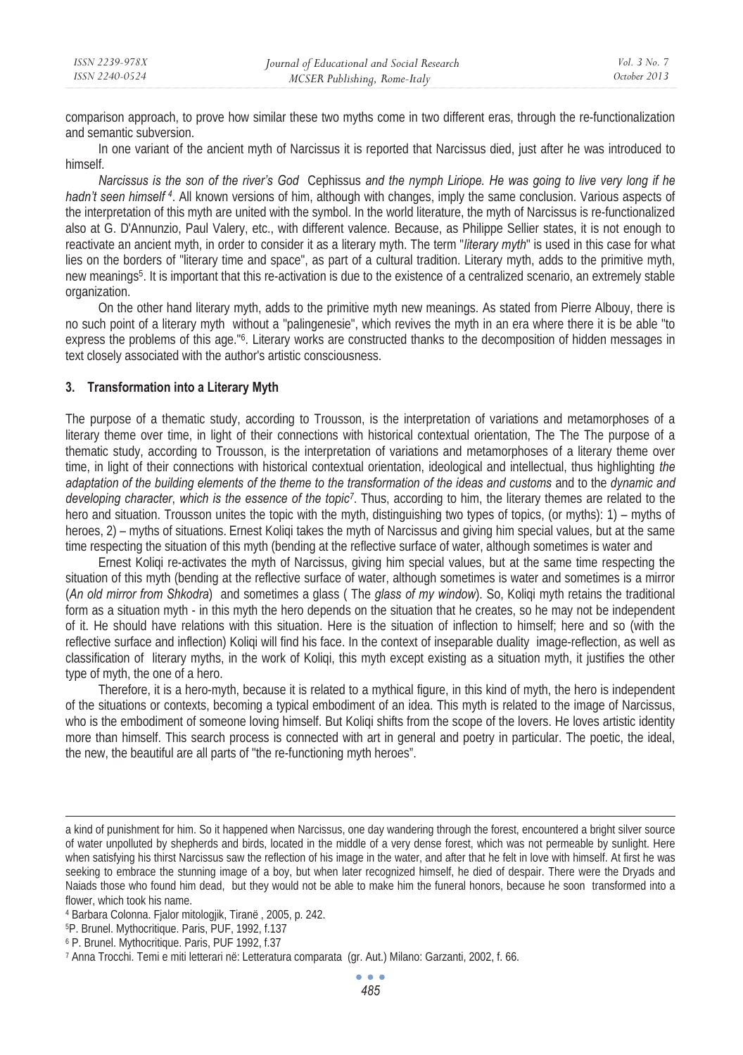comparison approach, to prove how similar these two myths come in two different eras, through the re-functionalization and semantic subversion.

In one variant of the ancient myth of Narcissus it is reported that Narcissus died, just after he was introduced to himself.

*Narcissus is the son of the river's God* Cephissus *and the nymph Liriope. He was going to live very long if he hadn't seen himself* [4]. All known versions of him, although with changes, imply the same conclusion. Various aspects of the interpretation of this myth are united with the symbol. In the world literature, the myth of Narcissus is re-functionalized also at G. D'Annunzio, Paul Valery, etc., with different valence. Because, as Philippe Sellier states, it is not enough to reactivate an ancient myth, in order to consider it as a literary myth. The term "*literary myth*" is used in this case for what lies on the borders of "literary time and space", as part of a cultural tradition. Literary myth, adds to the primitive myth, new meanings[5]. It is important that this re-activation is due to the existence of a centralized scenario, an extremely stable organization.

On the other hand literary myth, adds to the primitive myth new meanings. As stated from Pierre Albouy, there is no such point of a literary myth without a "palingenesie", which revives the myth in an era where there it is be able "to express the problems of this age."[6]. Literary works are constructed thanks to the decomposition of hidden messages in text closely associated with the author's artistic consciousness.

## 3. Transformation into a Literary Myth

The purpose of a thematic study, according to Trousson, is the interpretation of variations and metamorphoses of a literary theme over time, in light of their connections with historical contextual orientation, The The The purpose of a thematic study, according to Trousson, is the interpretation of variations and metamorphoses of a literary theme over time, in light of their connections with historical contextual orientation, ideological and intellectual, thus highlighting *the adaptation of the building elements of the theme to the transformation of the ideas and customs* and to the *dynamic and developing character, which is the essence of the topic*[7]. Thus, according to him, the literary themes are related to the hero and situation. Trousson unites the topic with the myth, distinguishing two types of topics, (or myths): 1) – myths of heroes, 2) – myths of situations. Ernest Koliqi takes the myth of Narcissus and giving him special values, but at the same time respecting the situation of this myth (bending at the reflective surface of water, although sometimes is water and

Ernest Koliqi re-activates the myth of Narcissus, giving him special values, but at the same time respecting the situation of this myth (bending at the reflective surface of water, although sometimes is water and sometimes is a mirror (*An old mirror from Shkodra*) and sometimes a glass ( The *glass of my window*). So, Koliqi myth retains the traditional form as a situation myth - in this myth the hero depends on the situation that he creates, so he may not be independent of it. He should have relations with this situation. Here is the situation of inflection to himself; here and so (with the reflective surface and inflection) Koliqi will find his face. In the context of inseparable duality image-reflection, as well as classification of literary myths, in the work of Koliqi, this myth except existing as a situation myth, it justifies the other type of myth, the one of a hero.

Therefore, it is a hero-myth, because it is related to a mythical figure, in this kind of myth, the hero is independent of the situations or contexts, becoming a typical embodiment of an idea. This myth is related to the image of Narcissus, who is the embodiment of someone loving himself. But Koliqi shifts from the scope of the lovers. He loves artistic identity more than himself. This search process is connected with art in general and poetry in particular. The poetic, the ideal, the new, the beautiful are all parts of "the re-functioning myth heroes".

---

a kind of punishment for him. So it happened when Narcissus, one day wandering through the forest, encountered a bright silver source of water unpolluted by shepherds and birds, located in the middle of a very dense forest, which was not permeable by sunlight. Here when satisfying his thirst Narcissus saw the reflection of his image in the water, and after that he felt in love with himself. At first he was seeking to embrace the stunning image of a boy, but when later recognized himself, he died of despair. There were the Dryads and Naiads those who found him dead, but they would not be able to make him the funeral honors, because he soon transformed into a flower, which took his name.

[4] Barbara Colonna. Fjalor mitologjik, Tiranë , 2005, p. 242.

[5] P. Brunel. Mythocritique. Paris, PUF, 1992, f.137

[6] P. Brunel. Mythocritique. Paris, PUF 1992, f.37

[7] Anna Trocchi. Temi e miti letterari në: Letteratura comparata (gr. Aut.) Milano: Garzanti, 2002, f. 66.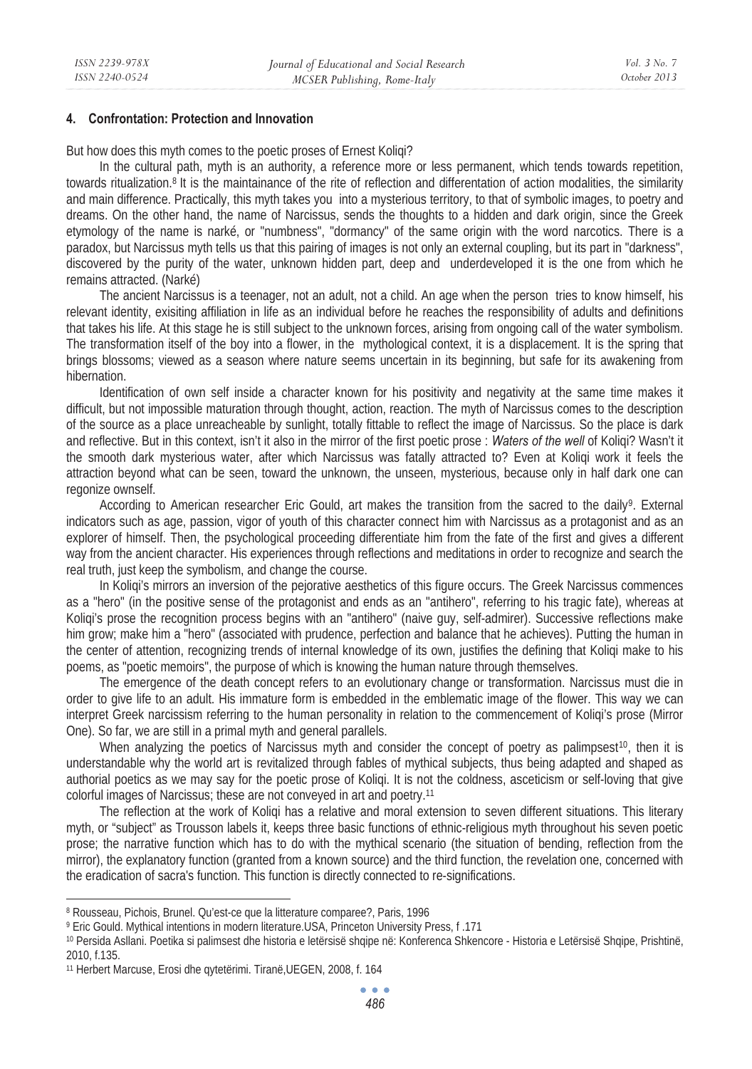## 4. Confrontation: Protection and Innovation

But how does this myth comes to the poetic proses of Ernest Koliqi?

In the cultural path, myth is an authority, a reference more or less permanent, which tends towards repetition, towards ritualization.[8] It is the maintainance of the rite of reflection and differentation of action modalities, the similarity and main difference. Practically, this myth takes you into a mysterious territory, to that of symbolic images, to poetry and dreams. On the other hand, the name of Narcissus, sends the thoughts to a hidden and dark origin, since the Greek etymology of the name is narké, or "numbness", "dormancy" of the same origin with the word narcotics. There is a paradox, but Narcissus myth tells us that this pairing of images is not only an external coupling, but its part in "darkness", discovered by the purity of the water, unknown hidden part, deep and underdeveloped it is the one from which he remains attracted. (Narké)

The ancient Narcissus is a teenager, not an adult, not a child. An age when the person tries to know himself, his relevant identity, exisiting affiliation in life as an individual before he reaches the responsibility of adults and definitions that takes his life. At this stage he is still subject to the unknown forces, arising from ongoing call of the water symbolism. The transformation itself of the boy into a flower, in the mythological context, it is a displacement. It is the spring that brings blossoms; viewed as a season where nature seems uncertain in its beginning, but safe for its awakening from hibernation.

Identification of own self inside a character known for his positivity and negativity at the same time makes it difficult, but not impossible maturation through thought, action, reaction. The myth of Narcissus comes to the description of the source as a place unreacheable by sunlight, totally fittable to reflect the image of Narcissus. So the place is dark and reflective. But in this context, isn't it also in the mirror of the first poetic prose : *Waters of the well* of Koliqi? Wasn't it the smooth dark mysterious water, after which Narcissus was fatally attracted to? Even at Koliqi work it feels the attraction beyond what can be seen, toward the unknown, the unseen, mysterious, because only in half dark one can regonize ownself.

According to American researcher Eric Gould, art makes the transition from the sacred to the daily[9]. External indicators such as age, passion, vigor of youth of this character connect him with Narcissus as a protagonist and as an explorer of himself. Then, the psychological proceeding differentiate him from the fate of the first and gives a different way from the ancient character. His experiences through reflections and meditations in order to recognize and search the real truth, just keep the symbolism, and change the course.

In Koliqi's mirrors an inversion of the pejorative aesthetics of this figure occurs. The Greek Narcissus commences as a "hero" (in the positive sense of the protagonist and ends as an "antihero", referring to his tragic fate), whereas at Koliqi's prose the recognition process begins with an "antihero" (naive guy, self-admirer). Successive reflections make him grow; make him a "hero" (associated with prudence, perfection and balance that he achieves). Putting the human in the center of attention, recognizing trends of internal knowledge of its own, justifies the defining that Koliqi make to his poems, as "poetic memoirs", the purpose of which is knowing the human nature through themselves.

The emergence of the death concept refers to an evolutionary change or transformation. Narcissus must die in order to give life to an adult. His immature form is embedded in the emblematic image of the flower. This way we can interpret Greek narcissism referring to the human personality in relation to the commencement of Koliqi's prose (Mirror One). So far, we are still in a primal myth and general parallels.

When analyzing the poetics of Narcissus myth and consider the concept of poetry as palimpsest[10], then it is understandable why the world art is revitalized through fables of mythical subjects, thus being adapted and shaped as authorial poetics as we may say for the poetic prose of Koliqi. It is not the coldness, asceticism or self-loving that give colorful images of Narcissus; these are not conveyed in art and poetry.[11]

The reflection at the work of Koliqi has a relative and moral extension to seven different situations. This literary myth, or "subject" as Trousson labels it, keeps three basic functions of ethnic-religious myth throughout his seven poetic prose; the narrative function which has to do with the mythical scenario (the situation of bending, reflection from the mirror), the explanatory function (granted from a known source) and the third function, the revelation one, concerned with the eradication of sacra's function. This function is directly connected to re-significations.

---

[8] Rousseau, Pichois, Brunel. Qu'est-ce que la litterature comparee?, Paris, 1996

[9] Eric Gould. Mythical intentions in modern literature.USA, Princeton University Press, f .171

[10] Persida Asllani. Poetika si palimsest dhe historia e letërsisë shqipe në: Konferenca Shkencore - Historia e Letërsisë Shqipe, Prishtinë, 2010, f.135.

[11] Herbert Marcuse, Erosi dhe qytetërimi. Tiranë,UEGEN, 2008, f. 164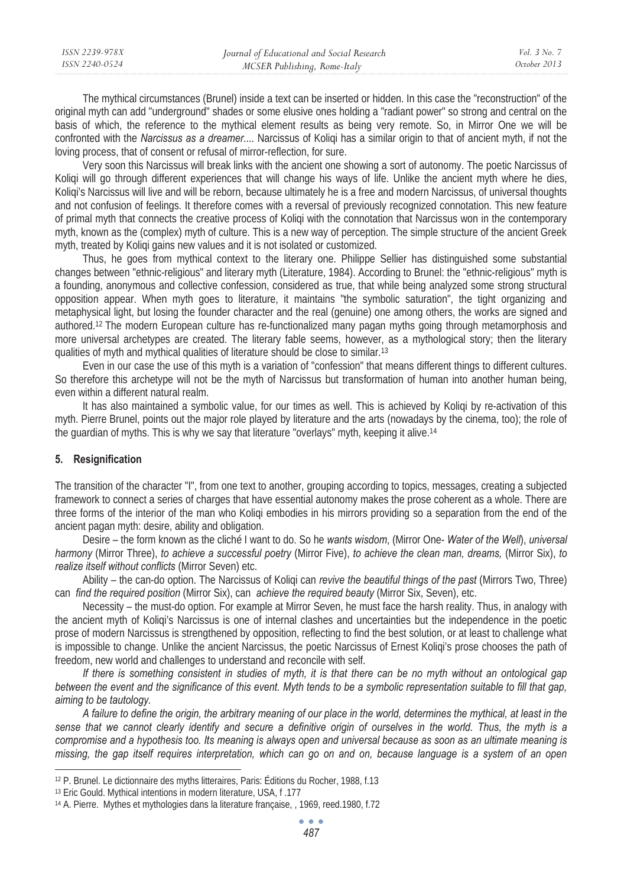The mythical circumstances (Brunel) inside a text can be inserted or hidden. In this case the "reconstruction" of the original myth can add "underground" shades or some elusive ones holding a "radiant power" so strong and central on the basis of which, the reference to the mythical element results as being very remote. So, in Mirror One we will be confronted with the *Narcissus as a dreamer*.... Narcissus of Koliqi has a similar origin to that of ancient myth, if not the loving process, that of consent or refusal of mirror-reflection, for sure.

Very soon this Narcissus will break links with the ancient one showing a sort of autonomy. The poetic Narcissus of Koliqi will go through different experiences that will change his ways of life. Unlike the ancient myth where he dies, Koliqi's Narcissus will live and will be reborn, because ultimately he is a free and modern Narcissus, of universal thoughts and not confusion of feelings. It therefore comes with a reversal of previously recognized connotation. This new feature of primal myth that connects the creative process of Koliqi with the connotation that Narcissus won in the contemporary myth, known as the (complex) myth of culture. This is a new way of perception. The simple structure of the ancient Greek myth, treated by Koliqi gains new values and it is not isolated or customized.

Thus, he goes from mythical context to the literary one. Philippe Sellier has distinguished some substantial changes between "ethnic-religious" and literary myth (Literature, 1984). According to Brunel: the "ethnic-religious" myth is a founding, anonymous and collective confession, considered as true, that while being analyzed some strong structural opposition appear. When myth goes to literature, it maintains "the symbolic saturation", the tight organizing and metaphysical light, but losing the founder character and the real (genuine) one among others, the works are signed and authored.[12] The modern European culture has re-functionalized many pagan myths going through metamorphosis and more universal archetypes are created. The literary fable seems, however, as a mythological story; then the literary qualities of myth and mythical qualities of literature should be close to similar.[13]

Even in our case the use of this myth is a variation of "confession" that means different things to different cultures. So therefore this archetype will not be the myth of Narcissus but transformation of human into another human being, even within a different natural realm.

It has also maintained a symbolic value, for our times as well. This is achieved by Koliqi by re-activation of this myth. Pierre Brunel, points out the major role played by literature and the arts (nowadays by the cinema, too); the role of the guardian of myths. This is why we say that literature "overlays" myth, keeping it alive.[14]

## 5. Resignification

The transition of the character "I", from one text to another, grouping according to topics, messages, creating a subjected framework to connect a series of charges that have essential autonomy makes the prose coherent as a whole. There are three forms of the interior of the man who Koliqi embodies in his mirrors providing so a separation from the end of the ancient pagan myth: desire, ability and obligation.

Desire – the form known as the cliché I want to do. So he *wants wisdom*, (Mirror One- *Water of the Well*), *universal harmony* (Mirror Three), *to achieve a successful poetry* (Mirror Five), *to achieve the clean man, dreams,* (Mirror Six), *to realize itself without conflicts* (Mirror Seven) etc.

Ability – the can-do option. The Narcissus of Koliqi can *revive the beautiful things of the past* (Mirrors Two, Three) can *find the required position* (Mirror Six), can *achieve the required beauty* (Mirror Six, Seven), etc.

Necessity – the must-do option. For example at Mirror Seven, he must face the harsh reality. Thus, in analogy with the ancient myth of Koliqi's Narcissus is one of internal clashes and uncertainties but the independence in the poetic prose of modern Narcissus is strengthened by opposition, reflecting to find the best solution, or at least to challenge what is impossible to change. Unlike the ancient Narcissus, the poetic Narcissus of Ernest Koliqi's prose chooses the path of freedom, new world and challenges to understand and reconcile with self.

*If there is something consistent in studies of myth, it is that there can be no myth without an ontological gap between the event and the significance of this event. Myth tends to be a symbolic representation suitable to fill that gap, aiming to be tautology.*

*A failure to define the origin, the arbitrary meaning of our place in the world, determines the mythical, at least in the sense that we cannot clearly identify and secure a definitive origin of ourselves in the world. Thus, the myth is a compromise and a hypothesis too. Its meaning is always open and universal because as soon as an ultimate meaning is missing, the gap itself requires interpretation, which can go on and on, because language is a system of an open*

---

[12] P. Brunel. Le dictionnaire des myths litteraires, Paris: Éditions du Rocher, 1988, f.13

[13] Eric Gould. Mythical intentions in modern literature, USA, f .177

[14] A. Pierre. Mythes et mythologies dans la literature française, , 1969, reed.1980, f.72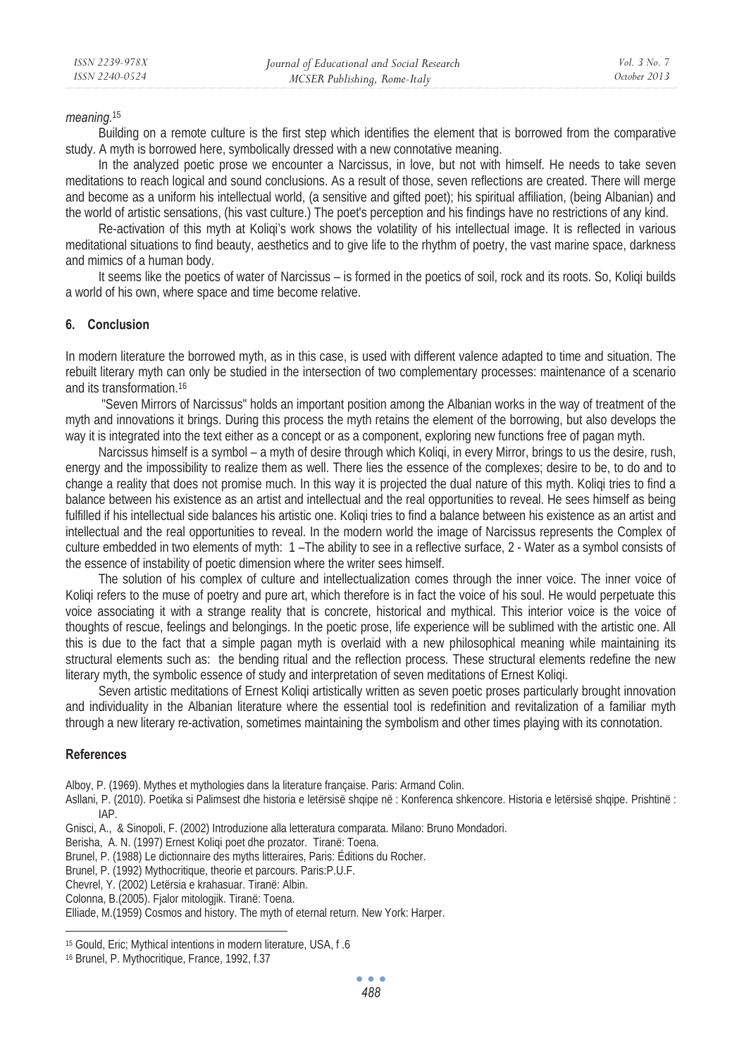*meaning.*[15]

Building on a remote culture is the first step which identifies the element that is borrowed from the comparative study. A myth is borrowed here, symbolically dressed with a new connotative meaning.

In the analyzed poetic prose we encounter a Narcissus, in love, but not with himself. He needs to take seven meditations to reach logical and sound conclusions. As a result of those, seven reflections are created. There will merge and become as a uniform his intellectual world, (a sensitive and gifted poet); his spiritual affiliation, (being Albanian) and the world of artistic sensations, (his vast culture.) The poet's perception and his findings have no restrictions of any kind.

Re-activation of this myth at Koliqi's work shows the volatility of his intellectual image. It is reflected in various meditational situations to find beauty, aesthetics and to give life to the rhythm of poetry, the vast marine space, darkness and mimics of a human body.

It seems like the poetics of water of Narcissus – is formed in the poetics of soil, rock and its roots. So, Koliqi builds a world of his own, where space and time become relative.

## 6. Conclusion

In modern literature the borrowed myth, as in this case, is used with different valence adapted to time and situation. The rebuilt literary myth can only be studied in the intersection of two complementary processes: maintenance of a scenario and its transformation.[16]

"Seven Mirrors of Narcissus" holds an important position among the Albanian works in the way of treatment of the myth and innovations it brings. During this process the myth retains the element of the borrowing, but also develops the way it is integrated into the text either as a concept or as a component, exploring new functions free of pagan myth.

Narcissus himself is a symbol – a myth of desire through which Koliqi, in every Mirror, brings to us the desire, rush, energy and the impossibility to realize them as well. There lies the essence of the complexes; desire to be, to do and to change a reality that does not promise much. In this way it is projected the dual nature of this myth. Koliqi tries to find a balance between his existence as an artist and intellectual and the real opportunities to reveal. He sees himself as being fulfilled if his intellectual side balances his artistic one. Koliqi tries to find a balance between his existence as an artist and intellectual and the real opportunities to reveal. In the modern world the image of Narcissus represents the Complex of culture embedded in two elements of myth: 1 –The ability to see in a reflective surface, 2 - Water as a symbol consists of the essence of instability of poetic dimension where the writer sees himself.

The solution of his complex of culture and intellectualization comes through the inner voice. The inner voice of Koliqi refers to the muse of poetry and pure art, which therefore is in fact the voice of his soul. He would perpetuate this voice associating it with a strange reality that is concrete, historical and mythical. This interior voice is the voice of thoughts of rescue, feelings and belongings. In the poetic prose, life experience will be sublimed with the artistic one. All this is due to the fact that a simple pagan myth is overlaid with a new philosophical meaning while maintaining its structural elements such as: the bending ritual and the reflection process. These structural elements redefine the new literary myth, the symbolic essence of study and interpretation of seven meditations of Ernest Koliqi.

Seven artistic meditations of Ernest Koliqi artistically written as seven poetic proses particularly brought innovation and individuality in the Albanian literature where the essential tool is redefinition and revitalization of a familiar myth through a new literary re-activation, sometimes maintaining the symbolism and other times playing with its connotation.

## References

Alboy, P. (1969). Mythes et mythologies dans la literature française. Paris: Armand Colin.

Asllani, P. (2010). Poetika si Palimsest dhe historia e letërsisë shqipe në : Konferenca shkencore. Historia e letërsisë shqipe. Prishtinë : IAP.

Gnisci, A., & Sinopoli, F. (2002) Introduzione alla letteratura comparata. Milano: Bruno Mondadori.

Berisha, A. N. (1997) Ernest Koliqi poet dhe prozator. Tiranë: Toena.

Brunel, P. (1988) Le dictionnaire des myths litteraires, Paris: Éditions du Rocher.

Brunel, P. (1992) Mythocritique, theorie et parcours. Paris:P.U.F.

Chevrel, Y. (2002) Letërsia e krahasuar. Tiranë: Albin.

Colonna, B.(2005). Fjalor mitologjik. Tiranë: Toena.

Elliade, M.(1959) Cosmos and history. The myth of eternal return. New York: Harper.

[15] Gould, Eric; Mythical intentions in modern literature, USA, f .6

[16] Brunel, P. Mythocritique, France, 1992, f.37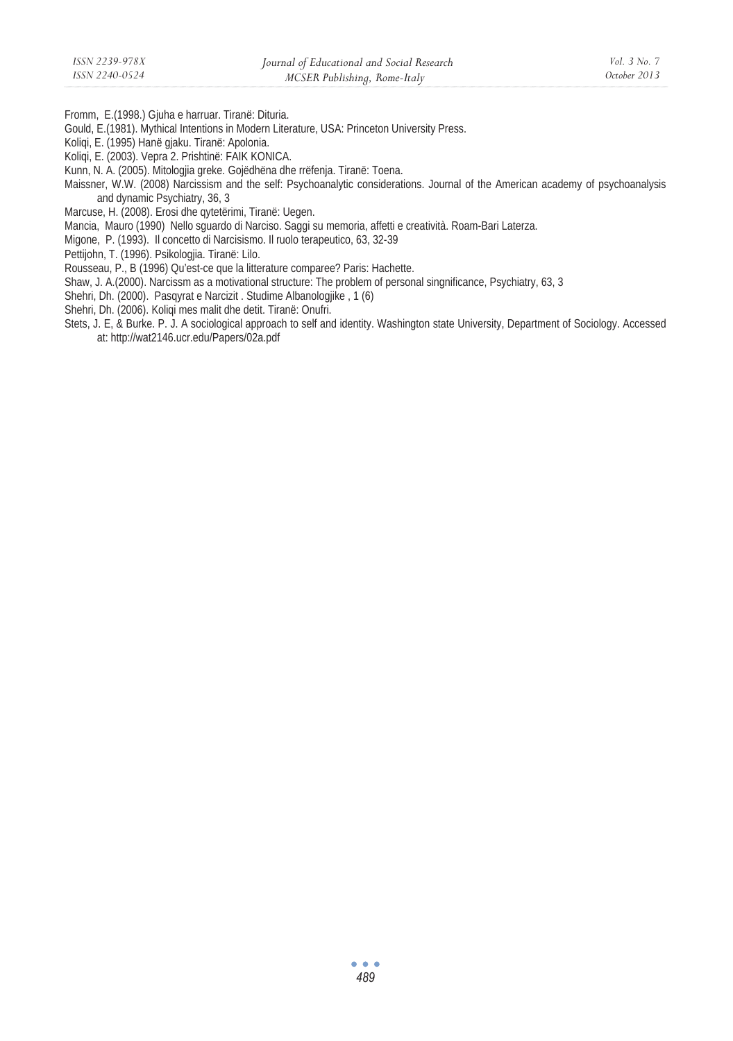Fromm, E.(1998.) Gjuha e harruar. Tiranë: Dituria.

Gould, E.(1981). Mythical Intentions in Modern Literature, USA: Princeton University Press.

Koliqi, E. (1995) Hanë gjaku. Tiranë: Apolonia.

Koliqi, E. (2003). Vepra 2. Prishtinë: FAIK KONICA.

Kunn, N. A. (2005). Mitologjia greke. Gojëdhëna dhe rrëfenja. Tiranë: Toena.

Maissner, W.W. (2008) Narcissism and the self: Psychoanalytic considerations. Journal of the American academy of psychoanalysis and dynamic Psychiatry, 36, 3

Marcuse, H. (2008). Erosi dhe qytetërimi, Tiranë: Uegen.

Mancia, Mauro (1990) Nello sguardo di Narciso. Saggi su memoria, affetti e creatività. Roam-Bari Laterza.

Migone, P. (1993). Il concetto di Narcisismo. Il ruolo terapeutico, 63, 32-39

Pettijohn, T. (1996). Psikologjia. Tiranë: Lilo.

Rousseau, P., B (1996) Qu'est-ce que la litterature comparee? Paris: Hachette.

Shaw, J. A.(2000). Narcissm as a motivational structure: The problem of personal singnificance, Psychiatry, 63, 3

Shehri, Dh. (2000). Pasqyrat e Narcizit . Studime Albanologjike , 1 (6)

Shehri, Dh. (2006). Koliqi mes malit dhe detit. Tiranë: Onufri.

Stets, J. E, & Burke. P. J. A sociological approach to self and identity. Washington state University, Department of Sociology. Accessed at: http://wat2146.ucr.edu/Papers/02a.pdf